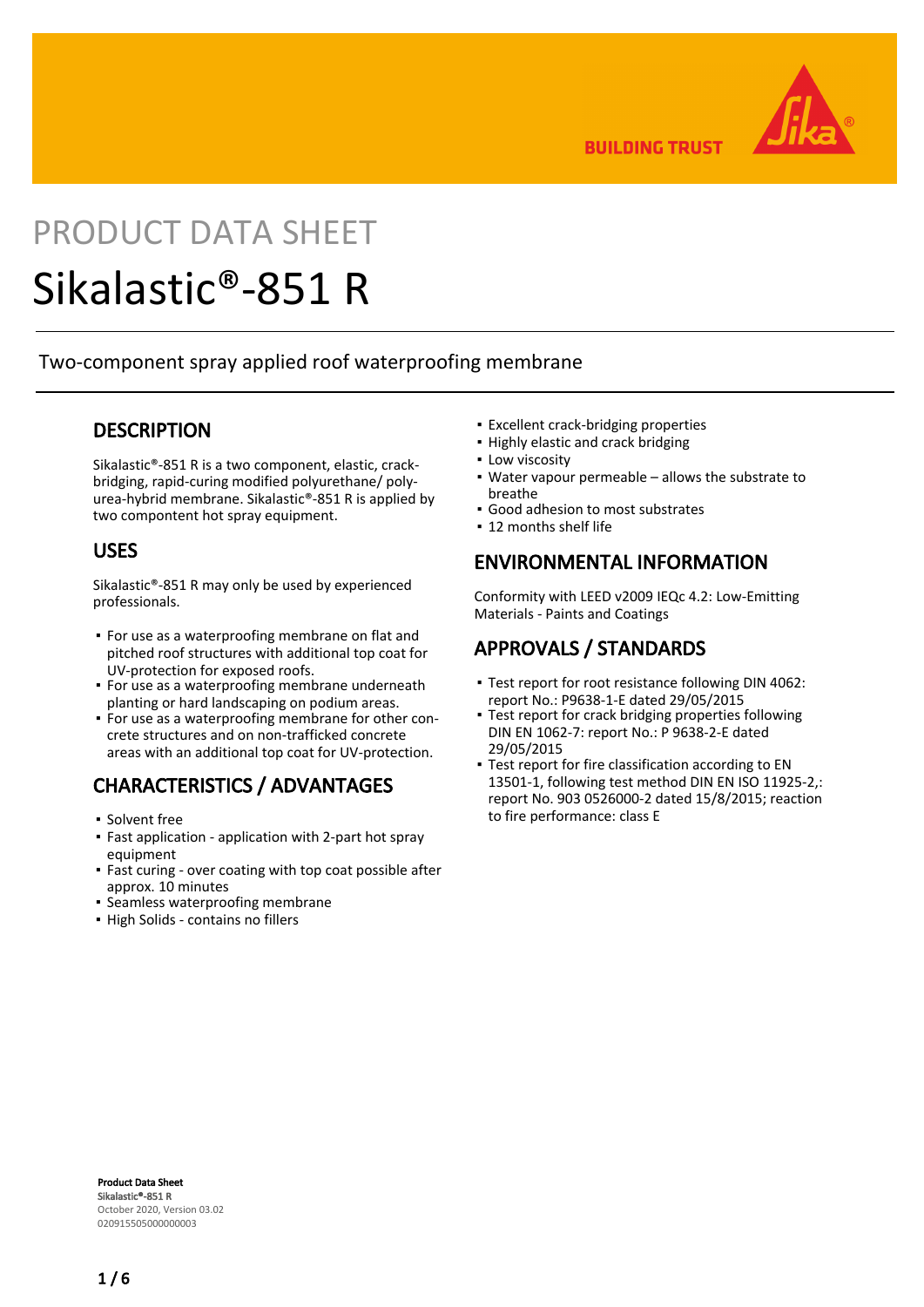# PRODUCT DATA SHEET

# Sikalastic®-851 R

Two-component spray applied roof waterproofing membrane

## DESCRIPTION

Sikalastic®-851 R is a two component, elastic, crack-bridging, rapid-curing modified polyurethane/ poly-urea-hybrid membrane. Sikalastic®-851 R is applied by two compontent hot spray equipment.

## USES

Sikalastic®-851 R may only be used by experienced professionals.

- For use as a waterproofing membrane on flat and pitched roof structures with additional top coat for UV-protection for exposed roofs.
- For use as a waterproofing membrane underneath planting or hard landscaping on podium areas.
- For use as a waterproofing membrane for other concrete structures and on non-trafficked concrete areas with an additional top coat for UV-protection.

## CHARACTERISTICS / ADVANTAGES

- Solvent free
- Fast application - application with 2-part hot spray equipment
- Fast curing - over coating with top coat possible after approx. 10 minutes
- Seamless waterproofing membrane
- High Solids - contains no fillers
- Excellent crack-bridging properties
- Highly elastic and crack bridging
- Low viscosity
- Water vapour permeable – allows the substrate to breathe
- Good adhesion to most substrates
- 12 months shelf life

## ENVIRONMENTAL INFORMATION

Conformity with LEED v2009 IEQc 4.2: Low-Emitting Materials - Paints and Coatings

## APPROVALS / STANDARDS

- Test report for root resistance following DIN 4062: report No.: P9638-1-E dated 29/05/2015
- Test report for crack bridging properties following DIN EN 1062-7: report No.: P 9638-2-E dated 29/05/2015
- Test report for fire classification according to EN 13501-1, following test method DIN EN ISO 11925-2,: report No. 903 0526000-2 dated 15/8/2015; reaction to fire performance: class E

**Product Data Sheet**
**Sikalastic®-851 R**
October 2020, Version 03.02
020915505000000003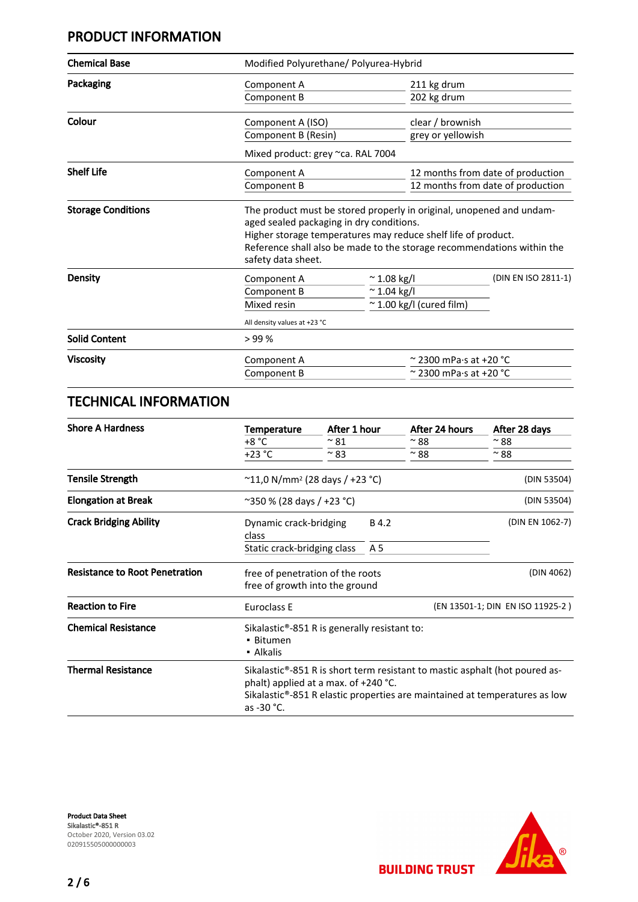## PRODUCT INFORMATION

| | | | |
|---|---|---|---|
| **Chemical Base** | Modified Polyurethane/ Polyurea-Hybrid | | |
| **Packaging** | Component A | 211 kg drum | |
| | Component B | 202 kg drum | |
| **Colour** | Component A (ISO) | clear / brownish | |
| | Component B (Resin) | grey or yellowish | |
| | Mixed product: grey ~ca. RAL 7004 | | |
| **Shelf Life** | Component A | 12 months from date of production | |
| | Component B | 12 months from date of production | |
| **Storage Conditions** | The product must be stored properly in original, unopened and undamaged sealed packaging in dry conditions. Higher storage temperatures may reduce shelf life of product. Reference shall also be made to the storage recommendations within the safety data sheet. | | |
| **Density** | Component A | ~ 1.08 kg/l | (DIN EN ISO 2811-1) |
| | Component B | ~ 1.04 kg/l | |
| | Mixed resin | ~ 1.00 kg/l (cured film) | |
| | All density values at +23 °C | | |
| **Solid Content** | > 99 % | | |
| **Viscosity** | Component A | ~ 2300 mPa·s at +20 °C | |
| | Component B | ~ 2300 mPa·s at +20 °C | |

## TECHNICAL INFORMATION

**Shore A Hardness**

| Temperature | After 1 hour | After 24 hours | After 28 days |
|---|---|---|---|
| +8 °C | ~ 81 | ~ 88 | ~ 88 |
| +23 °C | ~ 83 | ~ 88 | ~ 88 |

| | | | |
|---|---|---|---|
| **Tensile Strength** | ~11,0 N/mm² (28 days / +23 °C) | | (DIN 53504) |
| **Elongation at Break** | ~350 % (28 days / +23 °C) | | (DIN 53504) |
| **Crack Bridging Ability** | Dynamic crack-bridging class | B 4.2 | (DIN EN 1062-7) |
| | Static crack-bridging class | A 5 | |
| **Resistance to Root Penetration** | free of penetration of the roots<br>free of growth into the ground | | (DIN 4062) |
| **Reaction to Fire** | Euroclass E | | (EN 13501-1; DIN EN ISO 11925-2 ) |

**Chemical Resistance**

Sikalastic®-851 R is generally resistant to:

- Bitumen
- Alkalis

**Thermal Resistance**

Sikalastic®-851 R is short term resistant to mastic asphalt (hot poured asphalt) applied at a max. of +240 °C.
Sikalastic®-851 R elastic properties are maintained at temperatures as low as -30 °C.

**Product Data Sheet**
**Sikalastic®-851 R**
October 2020, Version 03.02
020915505000000003

BUILDING TRUST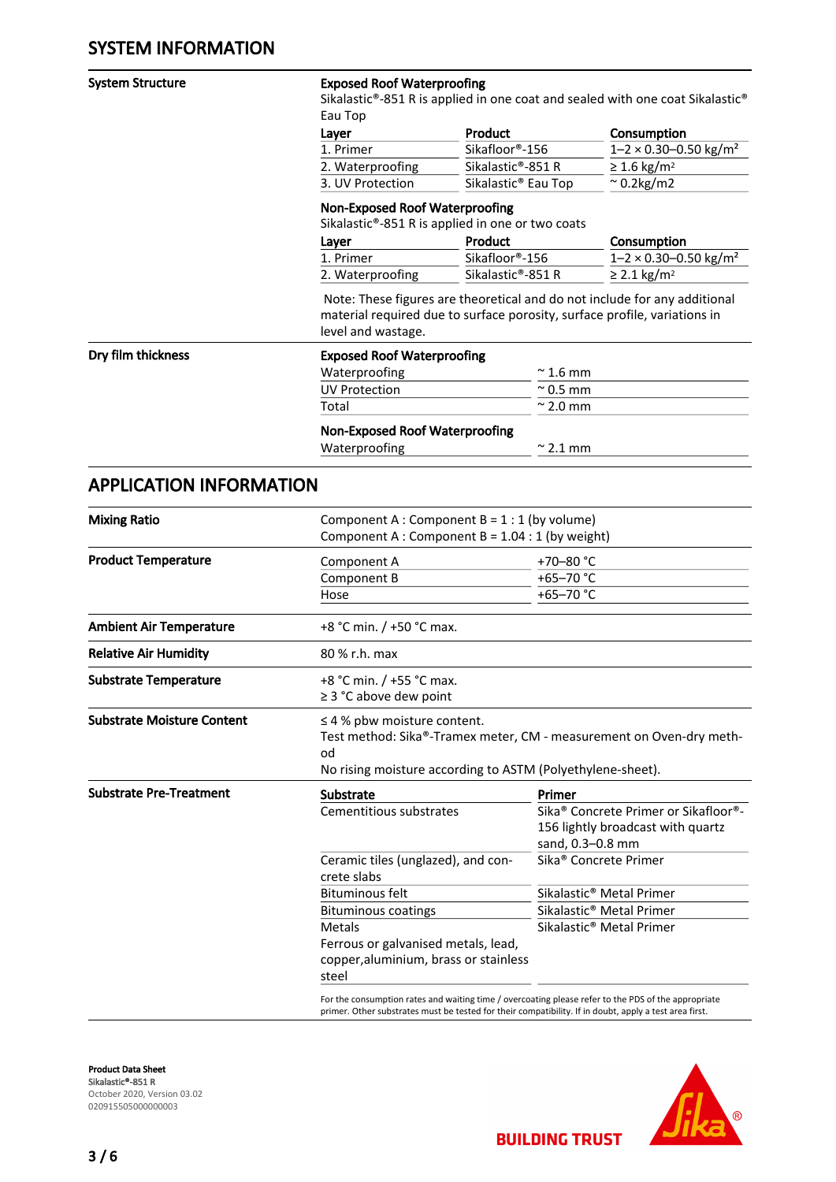## SYSTEM INFORMATION

**System Structure**

**Exposed Roof Waterproofing**

Sikalastic®-851 R is applied in one coat and sealed with one coat Sikalastic® Eau Top

| Layer | Product | Consumption |
|---|---|---|
| 1. Primer | Sikafloor®-156 | 1–2 × 0.30–0.50 kg/m² |
| 2. Waterproofing | Sikalastic®-851 R | ≥ 1.6 kg/m² |
| 3. UV Protection | Sikalastic® Eau Top | ~ 0.2kg/m2 |

**Non-Exposed Roof Waterproofing**

Sikalastic®-851 R is applied in one or two coats

| Layer | Product | Consumption |
|---|---|---|
| 1. Primer | Sikafloor®-156 | 1–2 × 0.30–0.50 kg/m² |
| 2. Waterproofing | Sikalastic®-851 R | ≥ 2.1 kg/m² |

Note: These figures are theoretical and do not include for any additional material required due to surface porosity, surface profile, variations in level and wastage.

**Dry film thickness**

**Exposed Roof Waterproofing**

| | |
|---|---|
| Waterproofing | ~ 1.6 mm |
| UV Protection | ~ 0.5 mm |
| Total | ~ 2.0 mm |

**Non-Exposed Roof Waterproofing**

| | |
|---|---|
| Waterproofing | ~ 2.1 mm |

## APPLICATION INFORMATION

**Mixing Ratio**

Component A : Component B = 1 : 1 (by volume)
Component A : Component B = 1.04 : 1 (by weight)

**Product Temperature**

| | |
|---|---|
| Component A | +70–80 °C |
| Component B | +65–70 °C |
| Hose | +65–70 °C |

**Ambient Air Temperature**

+8 °C min. / +50 °C max.

**Relative Air Humidity**

80 % r.h. max

**Substrate Temperature**

+8 °C min. / +55 °C max.
≥ 3 °C above dew point

**Substrate Moisture Content**

≤ 4 % pbw moisture content.
Test method: Sika®-Tramex meter, CM - measurement on Oven-dry method
No rising moisture according to ASTM (Polyethylene-sheet).

**Substrate Pre-Treatment**

| Substrate | Primer |
|---|---|
| Cementitious substrates | Sika® Concrete Primer or Sikafloor®-156 lightly broadcast with quartz sand, 0.3–0.8 mm |
| Ceramic tiles (unglazed), and concrete slabs | Sika® Concrete Primer |
| Bituminous felt | Sikalastic® Metal Primer |
| Bituminous coatings | Sikalastic® Metal Primer |
| Metals<br>Ferrous or galvanised metals, lead, copper,aluminium, brass or stainless steel | Sikalastic® Metal Primer |

For the consumption rates and waiting time / overcoating please refer to the PDS of the appropriate primer. Other substrates must be tested for their compatibility. If in doubt, apply a test area first.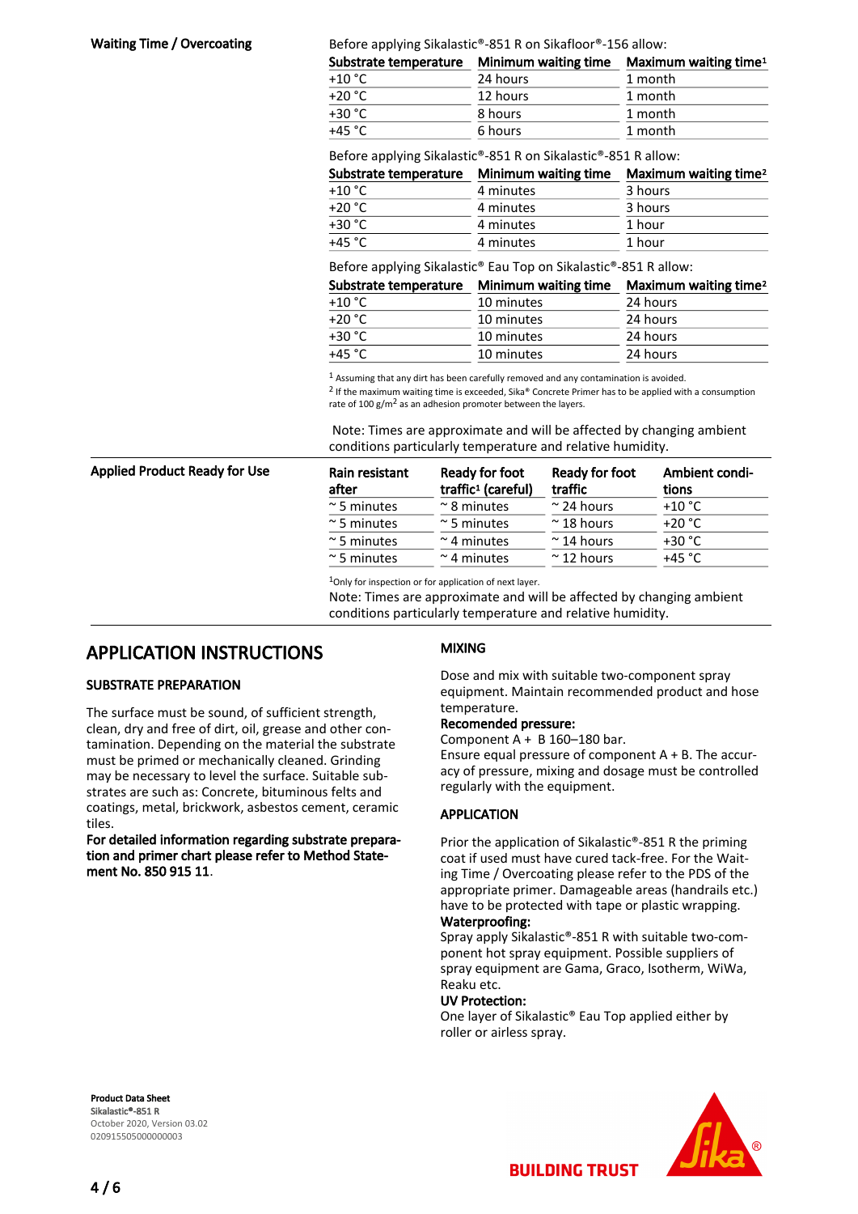**Waiting Time / Overcoating**

Before applying Sikalastic®-851 R on Sikafloor®-156 allow:

| Substrate temperature | Minimum waiting time | Maximum waiting time[1] |
|---|---|---|
| +10 °C | 24 hours | 1 month |
| +20 °C | 12 hours | 1 month |
| +30 °C | 8 hours | 1 month |
| +45 °C | 6 hours | 1 month |

Before applying Sikalastic®-851 R on Sikalastic®-851 R allow:

| Substrate temperature | Minimum waiting time | Maximum waiting time[2] |
|---|---|---|
| +10 °C | 4 minutes | 3 hours |
| +20 °C | 4 minutes | 3 hours |
| +30 °C | 4 minutes | 1 hour |
| +45 °C | 4 minutes | 1 hour |

Before applying Sikalastic® Eau Top on Sikalastic®-851 R allow:

| Substrate temperature | Minimum waiting time | Maximum waiting time[2] |
|---|---|---|
| +10 °C | 10 minutes | 24 hours |
| +20 °C | 10 minutes | 24 hours |
| +30 °C | 10 minutes | 24 hours |
| +45 °C | 10 minutes | 24 hours |

[1] Assuming that any dirt has been carefully removed and any contamination is avoided.
[2] If the maximum waiting time is exceeded, Sika® Concrete Primer has to be applied with a consumption rate of 100 g/m[2] as an adhesion promoter between the layers.

Note: Times are approximate and will be affected by changing ambient conditions particularly temperature and relative humidity.

**Applied Product Ready for Use**

| Rain resistant after | Ready for foot traffic[1] (careful) | Ready for foot traffic | Ambient conditions |
|---|---|---|---|
| ~ 5 minutes | ~ 8 minutes | ~ 24 hours | +10 °C |
| ~ 5 minutes | ~ 5 minutes | ~ 18 hours | +20 °C |
| ~ 5 minutes | ~ 4 minutes | ~ 14 hours | +30 °C |
| ~ 5 minutes | ~ 4 minutes | ~ 12 hours | +45 °C |

[1]Only for inspection or for application of next layer.

Note: Times are approximate and will be affected by changing ambient conditions particularly temperature and relative humidity.

# APPLICATION INSTRUCTIONS

## SUBSTRATE PREPARATION

The surface must be sound, of sufficient strength, clean, dry and free of dirt, oil, grease and other contamination. Depending on the material the substrate must be primed or mechanically cleaned. Grinding may be necessary to level the surface. Suitable substrates are such as: Concrete, bituminous felts and coatings, metal, brickwork, asbestos cement, ceramic tiles.

**For detailed information regarding substrate preparation and primer chart please refer to Method Statement No. 850 915 11**.

## MIXING

Dose and mix with suitable two-component spray equipment. Maintain recommended product and hose temperature.

**Recomended pressure:**

Component A + B 160–180 bar.

Ensure equal pressure of component A + B. The accuracy of pressure, mixing and dosage must be controlled regularly with the equipment.

## APPLICATION

Prior the application of Sikalastic®-851 R the priming coat if used must have cured tack-free. For the Waiting Time / Overcoating please refer to the PDS of the appropriate primer. Damageable areas (handrails etc.) have to be protected with tape or plastic wrapping.

**Waterproofing:**

Spray apply Sikalastic®-851 R with suitable two-component hot spray equipment. Possible suppliers of spray equipment are Gama, Graco, Isotherm, WiWa, Reaku etc.

**UV Protection:**

One layer of Sikalastic® Eau Top applied either by roller or airless spray.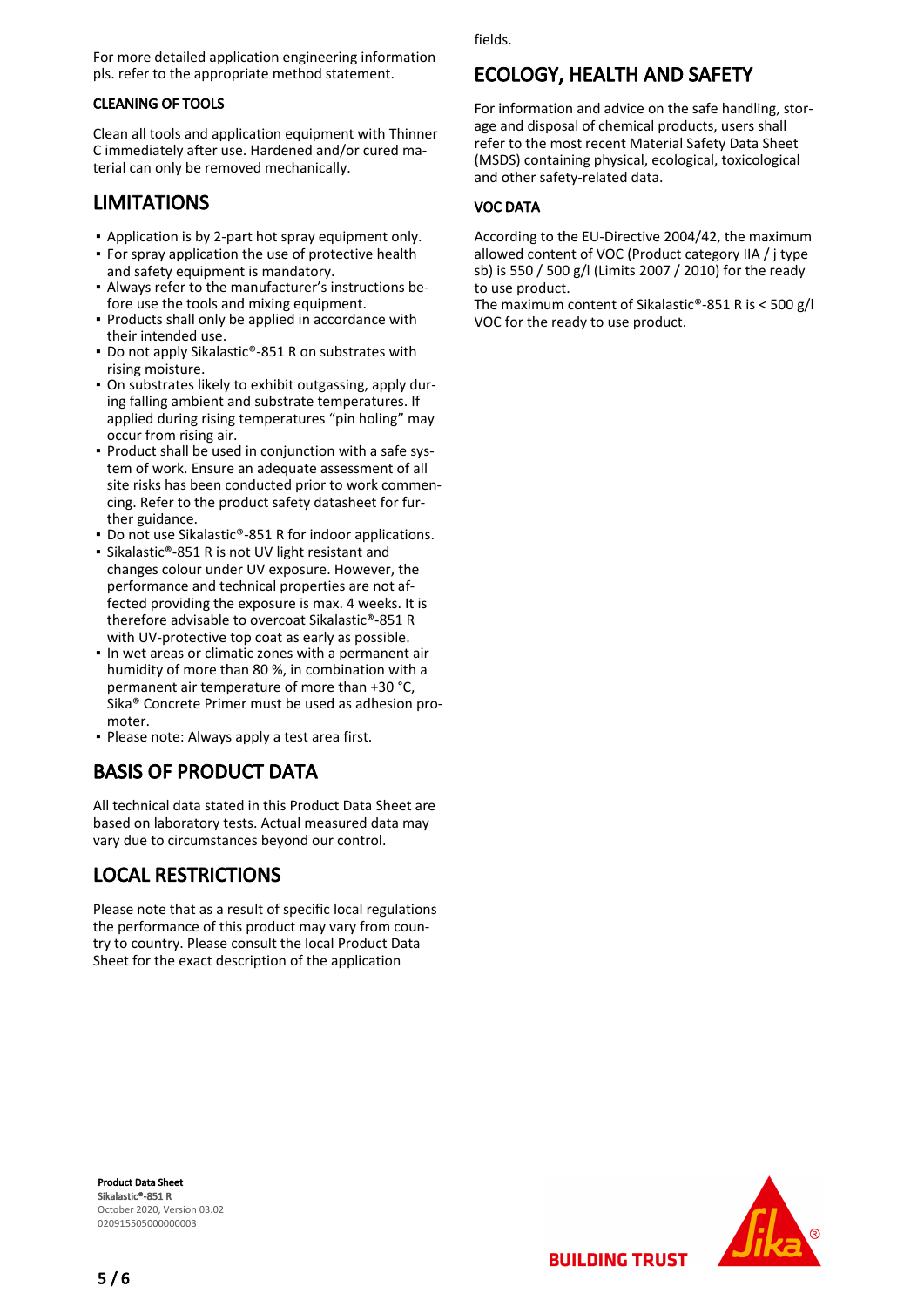For more detailed application engineering information pls. refer to the appropriate method statement.

### CLEANING OF TOOLS

Clean all tools and application equipment with Thinner C immediately after use. Hardened and/or cured material can only be removed mechanically.

## LIMITATIONS

- Application is by 2-part hot spray equipment only.
- For spray application the use of protective health and safety equipment is mandatory.
- Always refer to the manufacturer's instructions before use the tools and mixing equipment.
- Products shall only be applied in accordance with their intended use.
- Do not apply Sikalastic®-851 R on substrates with rising moisture.
- On substrates likely to exhibit outgassing, apply during falling ambient and substrate temperatures. If applied during rising temperatures "pin holing" may occur from rising air.
- Product shall be used in conjunction with a safe system of work. Ensure an adequate assessment of all site risks has been conducted prior to work commencing. Refer to the product safety datasheet for further guidance.
- Do not use Sikalastic®-851 R for indoor applications.
- Sikalastic®-851 R is not UV light resistant and changes colour under UV exposure. However, the performance and technical properties are not affected providing the exposure is max. 4 weeks. It is therefore advisable to overcoat Sikalastic®-851 R with UV-protective top coat as early as possible.
- In wet areas or climatic zones with a permanent air humidity of more than 80 %, in combination with a permanent air temperature of more than +30 °C, Sika® Concrete Primer must be used as adhesion promoter.
- Please note: Always apply a test area first.

## BASIS OF PRODUCT DATA

All technical data stated in this Product Data Sheet are based on laboratory tests. Actual measured data may vary due to circumstances beyond our control.

## LOCAL RESTRICTIONS

Please note that as a result of specific local regulations the performance of this product may vary from country to country. Please consult the local Product Data Sheet for the exact description of the application fields.

## ECOLOGY, HEALTH AND SAFETY

For information and advice on the safe handling, storage and disposal of chemical products, users shall refer to the most recent Material Safety Data Sheet (MSDS) containing physical, ecological, toxicological and other safety-related data.

### VOC DATA

According to the EU-Directive 2004/42, the maximum allowed content of VOC (Product category IIA / j type sb) is 550 / 500 g/l (Limits 2007 / 2010) for the ready to use product.
The maximum content of Sikalastic®-851 R is < 500 g/l VOC for the ready to use product.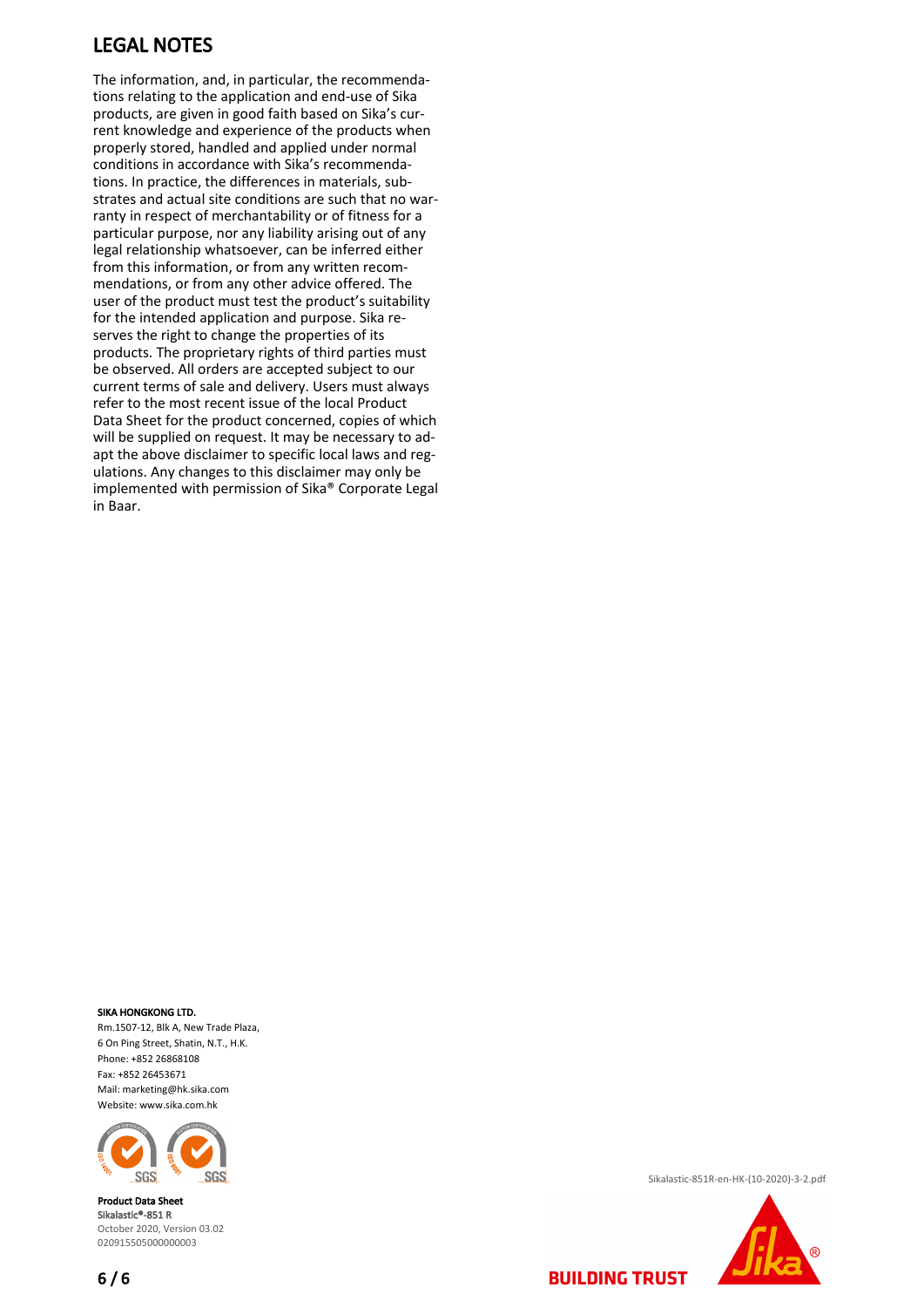## LEGAL NOTES

The information, and, in particular, the recommendations relating to the application and end-use of Sika products, are given in good faith based on Sika's current knowledge and experience of the products when properly stored, handled and applied under normal conditions in accordance with Sika's recommendations. In practice, the differences in materials, substrates and actual site conditions are such that no warranty in respect of merchantability or of fitness for a particular purpose, nor any liability arising out of any legal relationship whatsoever, can be inferred either from this information, or from any written recommendations, or from any other advice offered. The user of the product must test the product's suitability for the intended application and purpose. Sika reserves the right to change the properties of its products. The proprietary rights of third parties must be observed. All orders are accepted subject to our current terms of sale and delivery. Users must always refer to the most recent issue of the local Product Data Sheet for the product concerned, copies of which will be supplied on request. It may be necessary to adapt the above disclaimer to specific local laws and regulations. Any changes to this disclaimer may only be implemented with permission of Sika® Corporate Legal in Baar.

**SIKA HONGKONG LTD.**
Rm.1507-12, Blk A, New Trade Plaza,
6 On Ping Street, Shatin, N.T., H.K.
Phone: +852 26868108
Fax: +852 26453671
Mail: marketing@hk.sika.com
Website: www.sika.com.hk

**Product Data Sheet**
**Sikalastic®-851 R**
October 2020, Version 03.02
020915505000000003

Sikalastic-851R-en-HK-(10-2020)-3-2.pdf

BUILDING TRUST